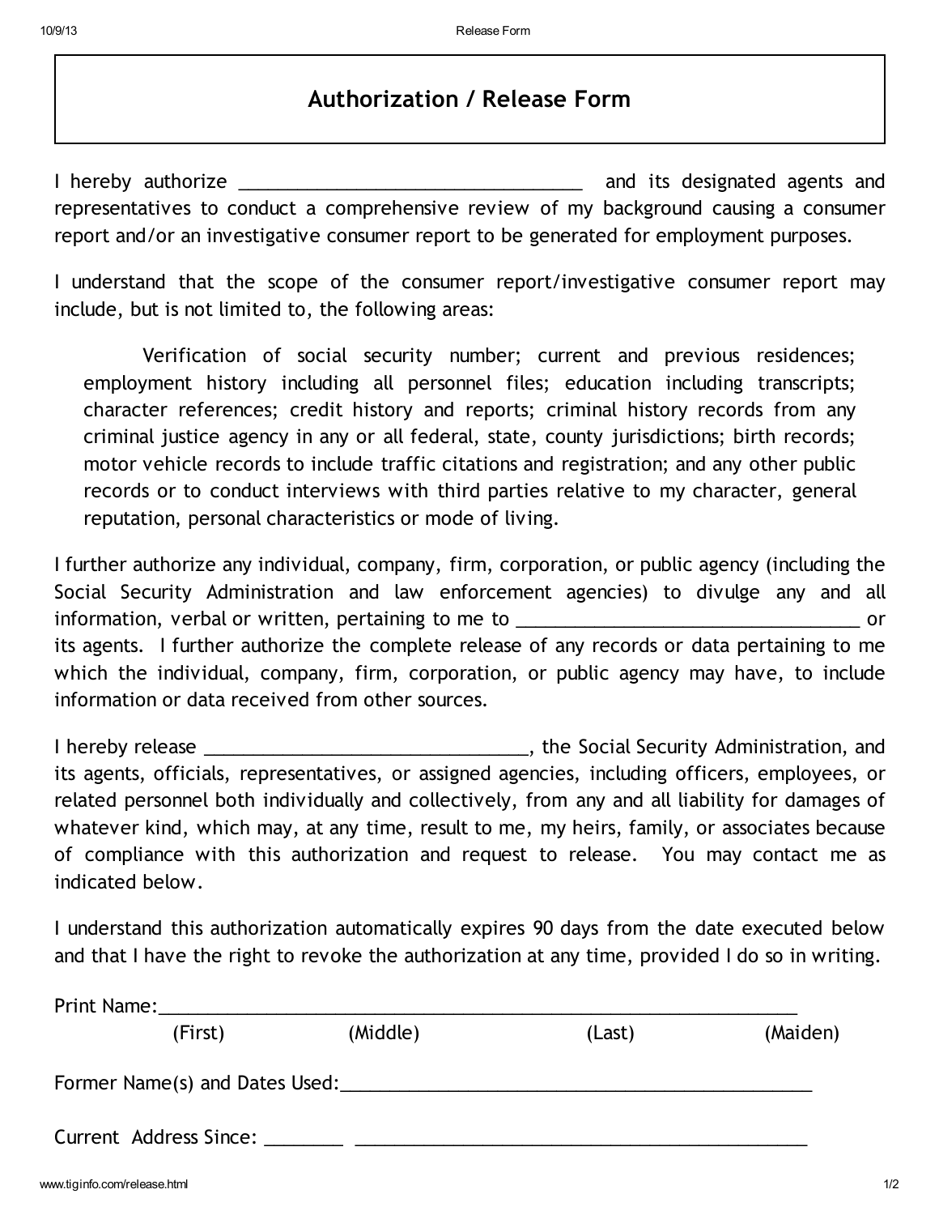# Authorization / Release Form

I hereby authorize ___________________________________ and its designated agents and representatives to conduct a comprehensive review of my background causing a consumer report and/or an investigative consumer report to be generated for employment purposes.

I understand that the scope of the consumer report/investigative consumer report may include, but is not limited to, the following areas:

> Verification of social security number; current and previous residences; employment history including all personnel files; education including transcripts; character references; credit history and reports; criminal history records from any criminal justice agency in any or all federal, state, county jurisdictions; birth records; motor vehicle records to include traffic citations and registration; and any other public records or to conduct interviews with third parties relative to my character, general reputation, personal characteristics or mode of living.

I further authorize any individual, company, firm, corporation, or public agency (including the Social Security Administration and law enforcement agencies) to divulge any and all information, verbal or written, pertaining to me to ___________________________________ or its agents. I further authorize the complete release of any records or data pertaining to me which the individual, company, firm, corporation, or public agency may have, to include information or data received from other sources.

I hereby release ________________________________, the Social Security Administration, and its agents, officials, representatives, or assigned agencies, including officers, employees, or related personnel both individually and collectively, from any and all liability for damages of whatever kind, which may, at any time, result to me, my heirs, family, or associates because of compliance with this authorization and request to release. You may contact me as indicated below.

I understand this authorization automatically expires 90 days from the date executed below and that I have the right to revoke the authorization at any time, provided I do so in writing.

Print Name:_________________________________________________________________

(First) (Middle) (Last) (Maiden)

Former Name(s) and Dates Used:_______________________________________________

Current Address Since: ________ _____________________________________________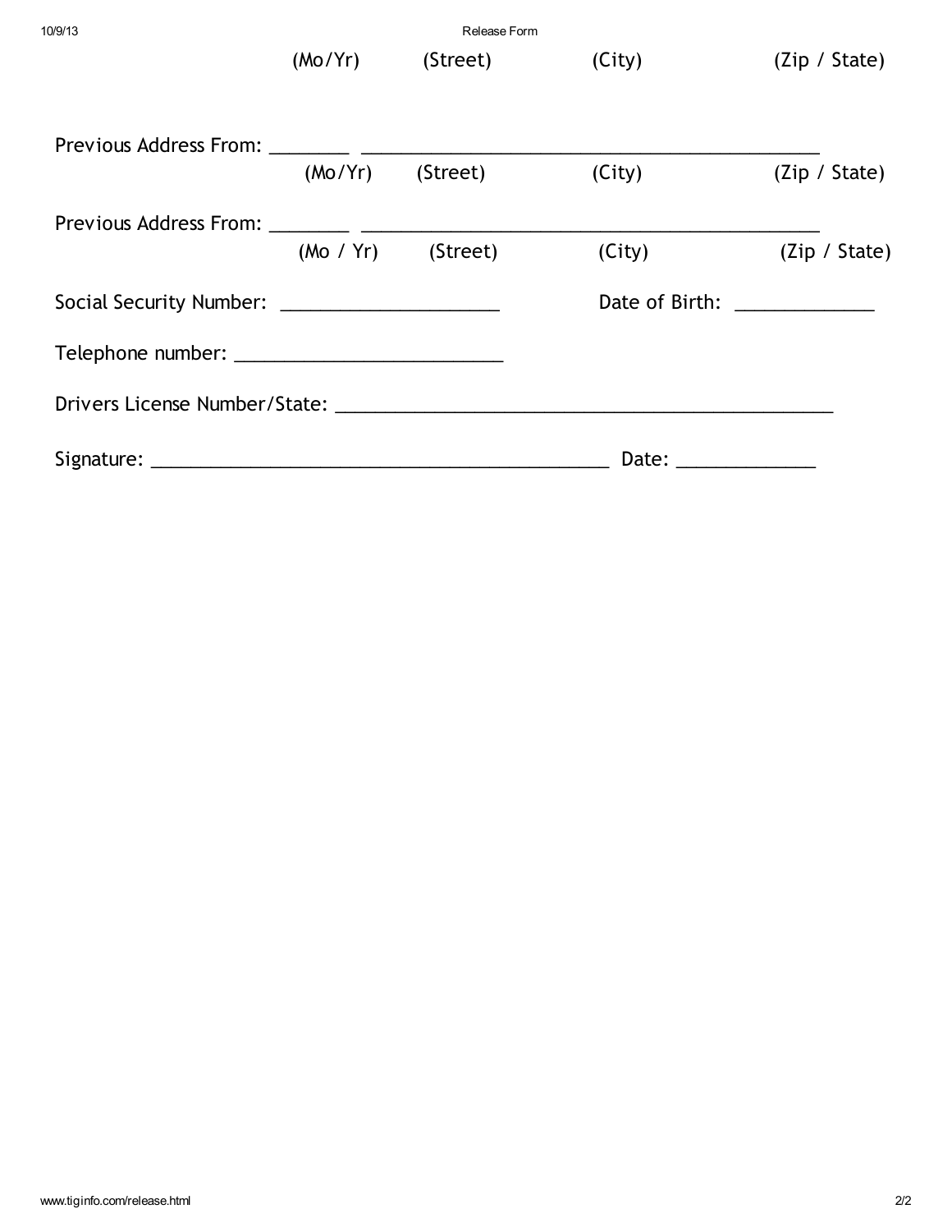(Mo/Yr) (Street) (City) (Zip / State)

Previous Address From: ________ ______________________________________________

(Mo/Yr) (Street) (City) (Zip / State)

Previous Address From: ________ ______________________________________________

(Mo / Yr) (Street) (City) (Zip / State)

Social Security Number: ______________________ Date of Birth: ______________

Telephone number: ___________________________

Drivers License Number/State: __________________________________________________

Signature: ______________________________________________ Date: ______________